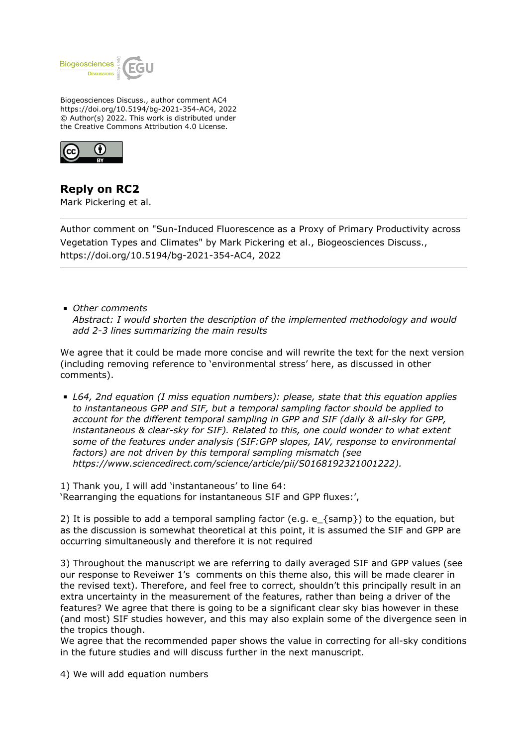Biogeosciences Discuss., author comment AC4
https://doi.org/10.5194/bg-2021-354-AC4, 2022
© Author(s) 2022. This work is distributed under
the Creative Commons Attribution 4.0 License.

## Reply on RC2

Mark Pickering et al.

---

Author comment on "Sun-Induced Fluorescence as a Proxy of Primary Productivity across Vegetation Types and Climates" by Mark Pickering et al., Biogeosciences Discuss., https://doi.org/10.5194/bg-2021-354-AC4, 2022

---

- *Other comments*
  *Abstract: I would shorten the description of the implemented methodology and would add 2-3 lines summarizing the main results*

We agree that it could be made more concise and will rewrite the text for the next version (including removing reference to 'environmental stress' here, as discussed in other comments).

- *L64, 2nd equation (I miss equation numbers): please, state that this equation applies to instantaneous GPP and SIF, but a temporal sampling factor should be applied to account for the different temporal sampling in GPP and SIF (daily & all-sky for GPP, instantaneous & clear-sky for SIF). Related to this, one could wonder to what extent some of the features under analysis (SIF:GPP slopes, IAV, response to environmental factors) are not driven by this temporal sampling mismatch (see https://www.sciencedirect.com/science/article/pii/S0168192321001222).*

1) Thank you, I will add 'instantaneous' to line 64:
'Rearranging the equations for instantaneous SIF and GPP fluxes:',

2) It is possible to add a temporal sampling factor (e.g. e_{samp}) to the equation, but as the discussion is somewhat theoretical at this point, it is assumed the SIF and GPP are occurring simultaneously and therefore it is not required

3) Throughout the manuscript we are referring to daily averaged SIF and GPP values (see our response to Reveiwer 1's comments on this theme also, this will be made clearer in the revised text). Therefore, and feel free to correct, shouldn't this principally result in an extra uncertainty in the measurement of the features, rather than being a driver of the features? We agree that there is going to be a significant clear sky bias however in these (and most) SIF studies however, and this may also explain some of the divergence seen in the tropics though.
We agree that the recommended paper shows the value in correcting for all-sky conditions in the future studies and will discuss further in the next manuscript.

4) We will add equation numbers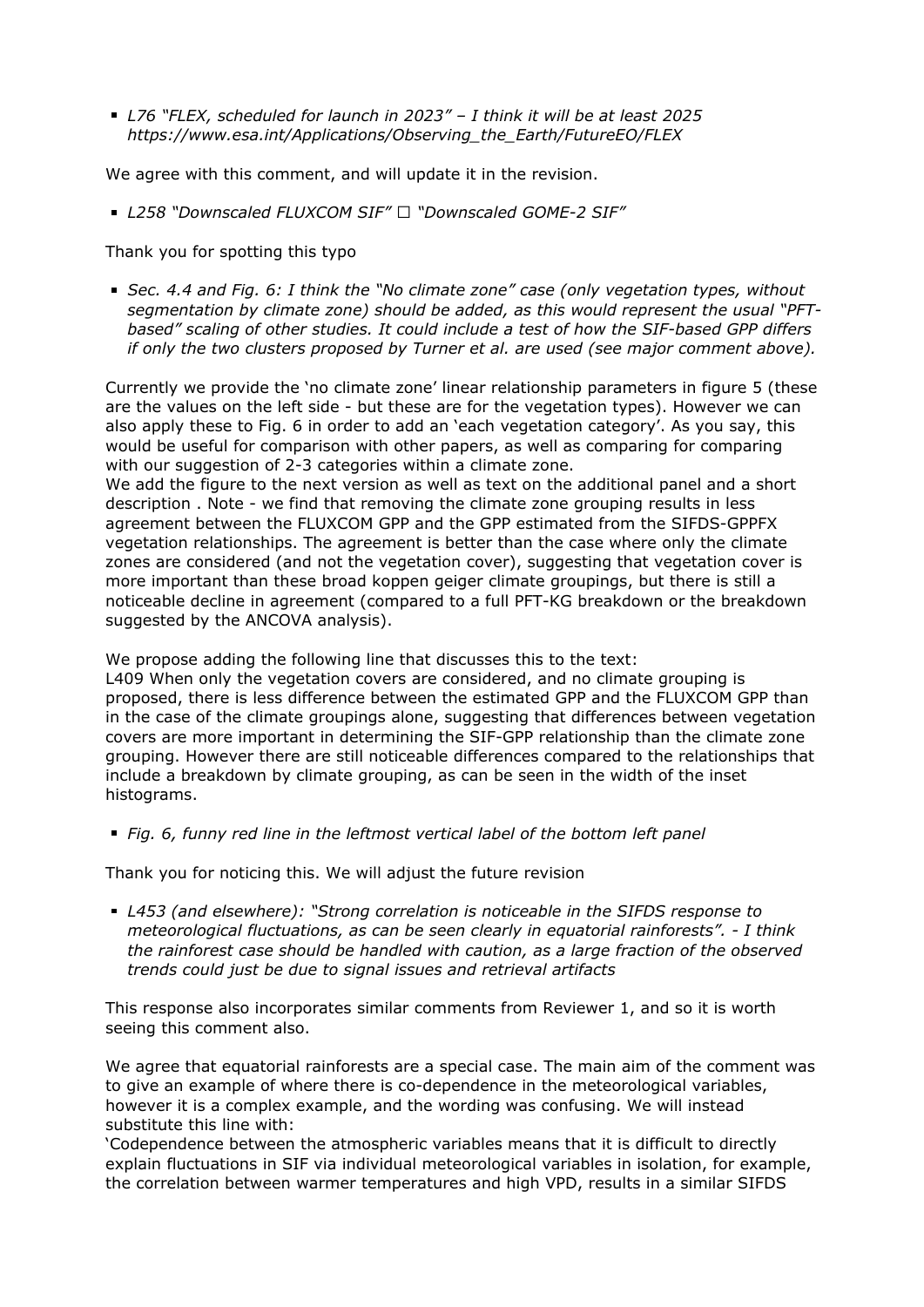- *L76 "FLEX, scheduled for launch in 2023" – I think it will be at least 2025 https://www.esa.int/Applications/Observing_the_Earth/FutureEO/FLEX*

We agree with this comment, and will update it in the revision.

- *L258 "Downscaled FLUXCOM SIF" ☐ "Downscaled GOME-2 SIF"*

Thank you for spotting this typo

- *Sec. 4.4 and Fig. 6: I think the "No climate zone" case (only vegetation types, without segmentation by climate zone) should be added, as this would represent the usual "PFT-based" scaling of other studies. It could include a test of how the SIF-based GPP differs if only the two clusters proposed by Turner et al. are used (see major comment above).*

Currently we provide the 'no climate zone' linear relationship parameters in figure 5 (these are the values on the left side - but these are for the vegetation types). However we can also apply these to Fig. 6 in order to add an 'each vegetation category'. As you say, this would be useful for comparison with other papers, as well as comparing for comparing with our suggestion of 2-3 categories within a climate zone.
We add the figure to the next version as well as text on the additional panel and a short description . Note - we find that removing the climate zone grouping results in less agreement between the FLUXCOM GPP and the GPP estimated from the SIFDS-GPPFX vegetation relationships. The agreement is better than the case where only the climate zones are considered (and not the vegetation cover), suggesting that vegetation cover is more important than these broad koppen geiger climate groupings, but there is still a noticeable decline in agreement (compared to a full PFT-KG breakdown or the breakdown suggested by the ANCOVA analysis).

We propose adding the following line that discusses this to the text:
L409 When only the vegetation covers are considered, and no climate grouping is proposed, there is less difference between the estimated GPP and the FLUXCOM GPP than in the case of the climate groupings alone, suggesting that differences between vegetation covers are more important in determining the SIF-GPP relationship than the climate zone grouping. However there are still noticeable differences compared to the relationships that include a breakdown by climate grouping, as can be seen in the width of the inset histograms.

- *Fig. 6, funny red line in the leftmost vertical label of the bottom left panel*

Thank you for noticing this. We will adjust the future revision

- *L453 (and elsewhere): "Strong correlation is noticeable in the SIFDS response to meteorological fluctuations, as can be seen clearly in equatorial rainforests". - I think the rainforest case should be handled with caution, as a large fraction of the observed trends could just be due to signal issues and retrieval artifacts*

This response also incorporates similar comments from Reviewer 1, and so it is worth seeing this comment also.

We agree that equatorial rainforests are a special case. The main aim of the comment was to give an example of where there is co-dependence in the meteorological variables, however it is a complex example, and the wording was confusing. We will instead substitute this line with:
'Codependence between the atmospheric variables means that it is difficult to directly explain fluctuations in SIF via individual meteorological variables in isolation, for example, the correlation between warmer temperatures and high VPD, results in a similar SIFDS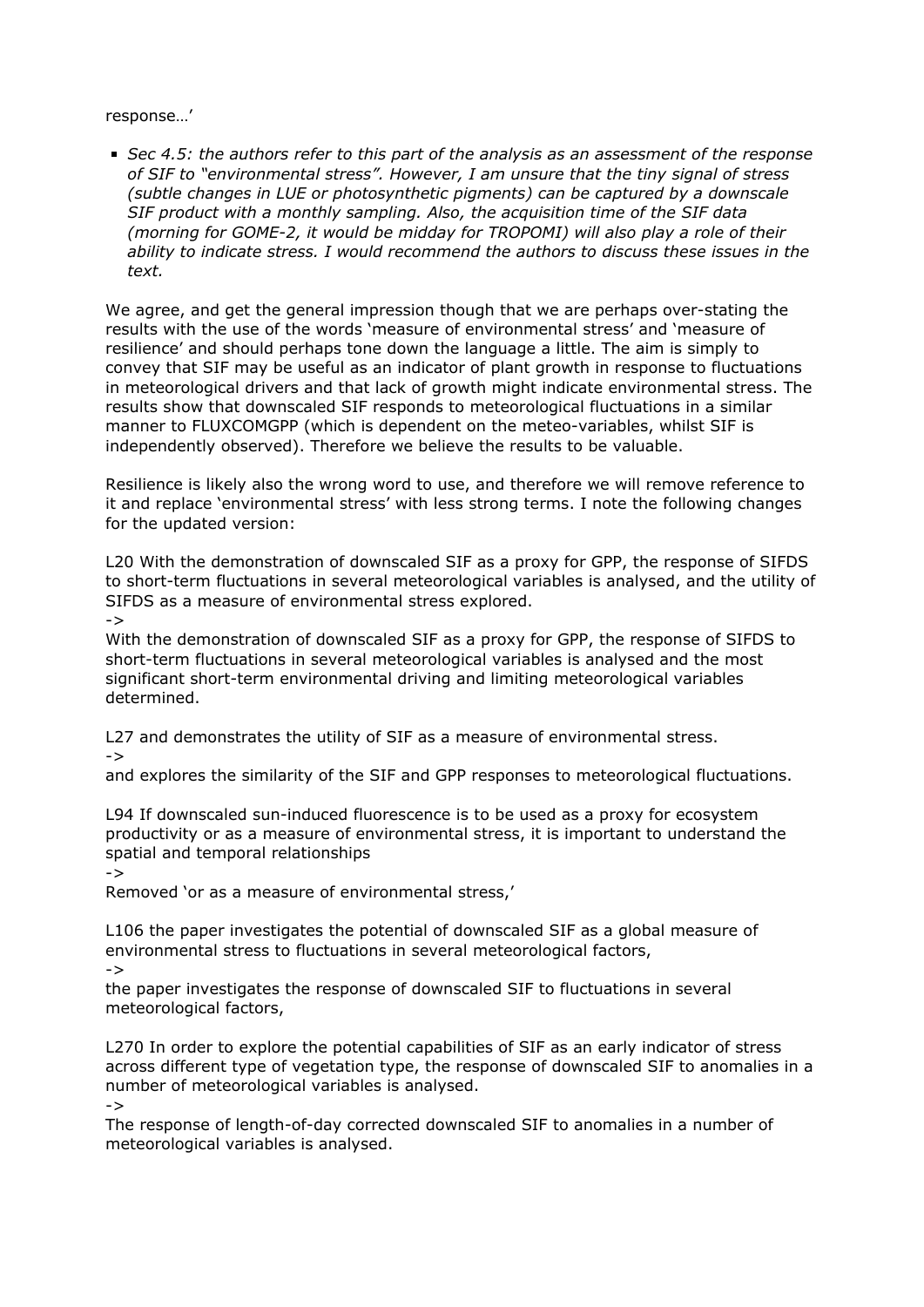response…'

- *Sec 4.5: the authors refer to this part of the analysis as an assessment of the response of SIF to "environmental stress". However, I am unsure that the tiny signal of stress (subtle changes in LUE or photosynthetic pigments) can be captured by a downscale SIF product with a monthly sampling. Also, the acquisition time of the SIF data (morning for GOME-2, it would be midday for TROPOMI) will also play a role of their ability to indicate stress. I would recommend the authors to discuss these issues in the text.*

We agree, and get the general impression though that we are perhaps over-stating the results with the use of the words 'measure of environmental stress' and 'measure of resilience' and should perhaps tone down the language a little. The aim is simply to convey that SIF may be useful as an indicator of plant growth in response to fluctuations in meteorological drivers and that lack of growth might indicate environmental stress. The results show that downscaled SIF responds to meteorological fluctuations in a similar manner to FLUXCOMGPP (which is dependent on the meteo-variables, whilst SIF is independently observed). Therefore we believe the results to be valuable.

Resilience is likely also the wrong word to use, and therefore we will remove reference to it and replace 'environmental stress' with less strong terms. I note the following changes for the updated version:

L20 With the demonstration of downscaled SIF as a proxy for GPP, the response of SIFDS to short-term fluctuations in several meteorological variables is analysed, and the utility of SIFDS as a measure of environmental stress explored.
->
With the demonstration of downscaled SIF as a proxy for GPP, the response of SIFDS to short-term fluctuations in several meteorological variables is analysed and the most significant short-term environmental driving and limiting meteorological variables determined.

L27 and demonstrates the utility of SIF as a measure of environmental stress.
->
and explores the similarity of the SIF and GPP responses to meteorological fluctuations.

L94 If downscaled sun-induced fluorescence is to be used as a proxy for ecosystem productivity or as a measure of environmental stress, it is important to understand the spatial and temporal relationships
->
Removed 'or as a measure of environmental stress,'

L106 the paper investigates the potential of downscaled SIF as a global measure of environmental stress to fluctuations in several meteorological factors,
->
the paper investigates the response of downscaled SIF to fluctuations in several meteorological factors,

L270 In order to explore the potential capabilities of SIF as an early indicator of stress across different type of vegetation type, the response of downscaled SIF to anomalies in a number of meteorological variables is analysed.
->
The response of length-of-day corrected downscaled SIF to anomalies in a number of meteorological variables is analysed.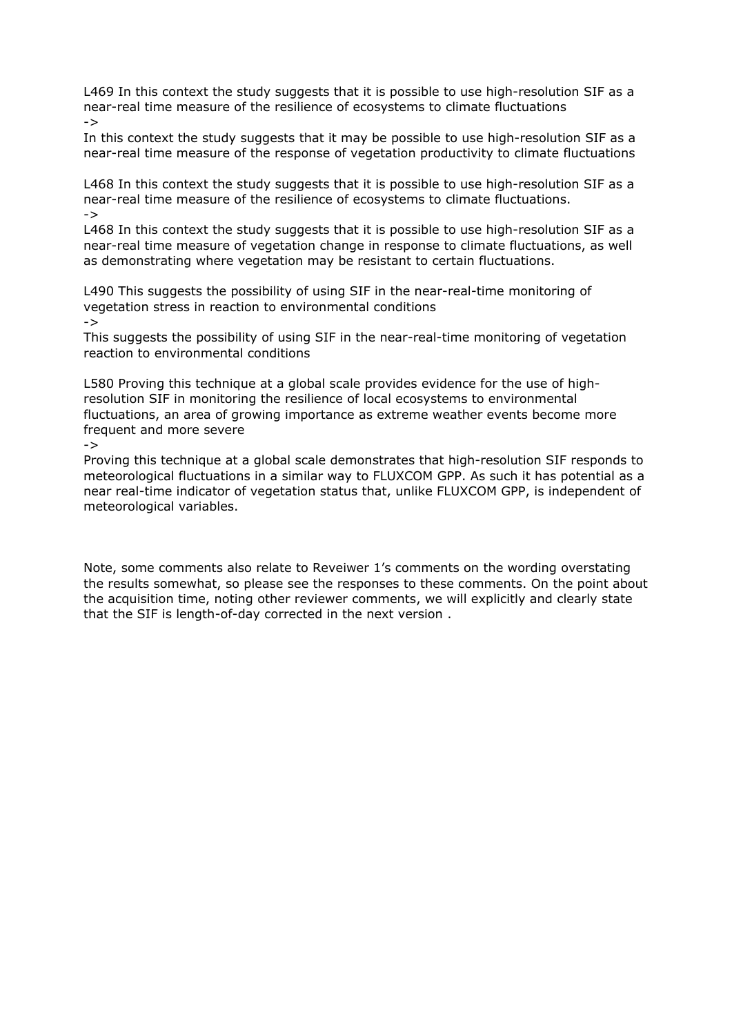L469 In this context the study suggests that it is possible to use high-resolution SIF as a near-real time measure of the resilience of ecosystems to climate fluctuations
->
In this context the study suggests that it may be possible to use high-resolution SIF as a near-real time measure of the response of vegetation productivity to climate fluctuations

L468 In this context the study suggests that it is possible to use high-resolution SIF as a near-real time measure of the resilience of ecosystems to climate fluctuations.
->
L468 In this context the study suggests that it is possible to use high-resolution SIF as a near-real time measure of vegetation change in response to climate fluctuations, as well as demonstrating where vegetation may be resistant to certain fluctuations.

L490 This suggests the possibility of using SIF in the near-real-time monitoring of vegetation stress in reaction to environmental conditions
->
This suggests the possibility of using SIF in the near-real-time monitoring of vegetation reaction to environmental conditions

L580 Proving this technique at a global scale provides evidence for the use of high-resolution SIF in monitoring the resilience of local ecosystems to environmental fluctuations, an area of growing importance as extreme weather events become more frequent and more severe
->
Proving this technique at a global scale demonstrates that high-resolution SIF responds to meteorological fluctuations in a similar way to FLUXCOM GPP. As such it has potential as a near real-time indicator of vegetation status that, unlike FLUXCOM GPP, is independent of meteorological variables.

Note, some comments also relate to Reveiwer 1's comments on the wording overstating the results somewhat, so please see the responses to these comments. On the point about the acquisition time, noting other reviewer comments, we will explicitly and clearly state that the SIF is length-of-day corrected in the next version .